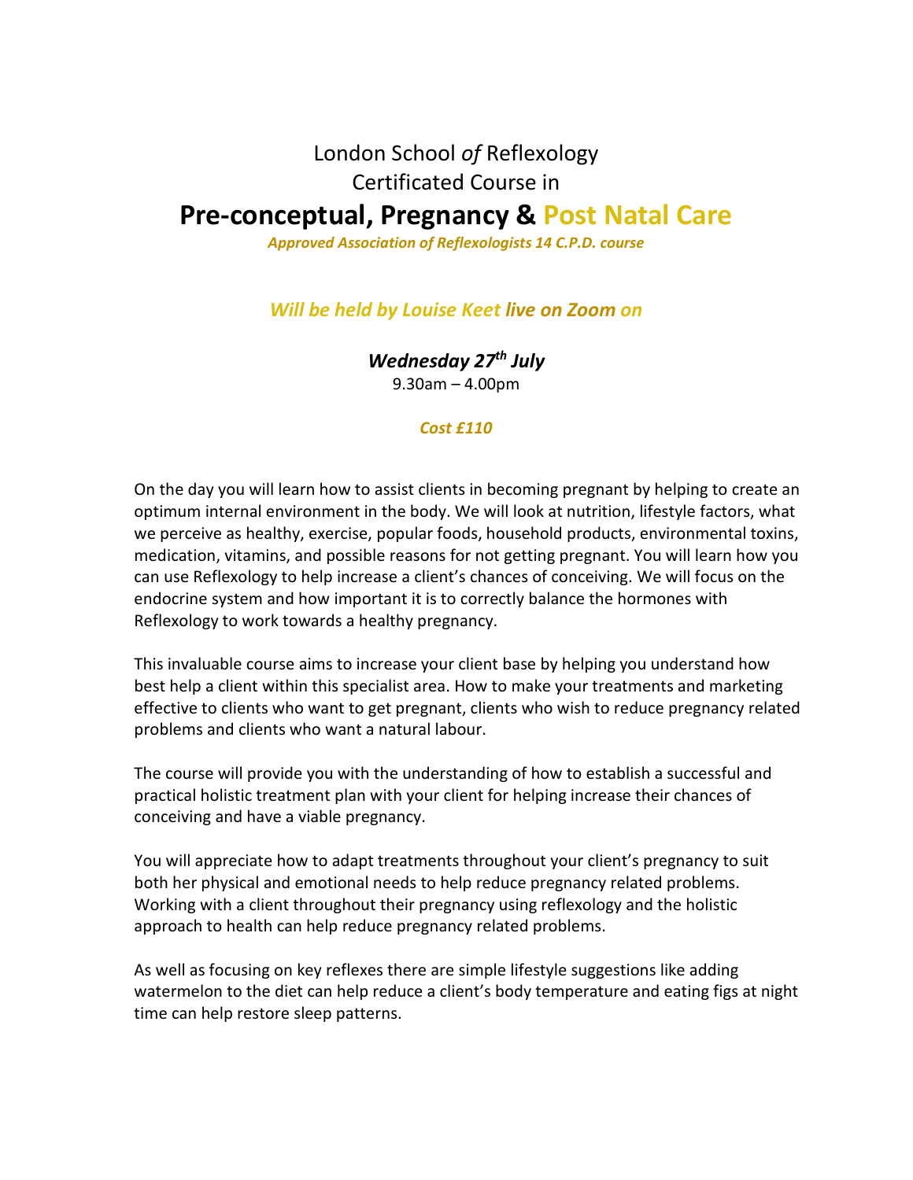London School *of* Reflexology

Certificated Course in

# Pre-conceptual, Pregnancy & Post Natal Care

***Approved Association of Reflexologists 14 C.P.D. course***

***Will be held by Louise Keet live on Zoom on***

***Wednesday 27th July***

9.30am – 4.00pm

***Cost £110***

On the day you will learn how to assist clients in becoming pregnant by helping to create an optimum internal environment in the body. We will look at nutrition, lifestyle factors, what we perceive as healthy, exercise, popular foods, household products, environmental toxins, medication, vitamins, and possible reasons for not getting pregnant. You will learn how you can use Reflexology to help increase a client's chances of conceiving. We will focus on the endocrine system and how important it is to correctly balance the hormones with Reflexology to work towards a healthy pregnancy.

This invaluable course aims to increase your client base by helping you understand how best help a client within this specialist area. How to make your treatments and marketing effective to clients who want to get pregnant, clients who wish to reduce pregnancy related problems and clients who want a natural labour.

The course will provide you with the understanding of how to establish a successful and practical holistic treatment plan with your client for helping increase their chances of conceiving and have a viable pregnancy.

You will appreciate how to adapt treatments throughout your client's pregnancy to suit both her physical and emotional needs to help reduce pregnancy related problems. Working with a client throughout their pregnancy using reflexology and the holistic approach to health can help reduce pregnancy related problems.

As well as focusing on key reflexes there are simple lifestyle suggestions like adding watermelon to the diet can help reduce a client's body temperature and eating figs at night time can help restore sleep patterns.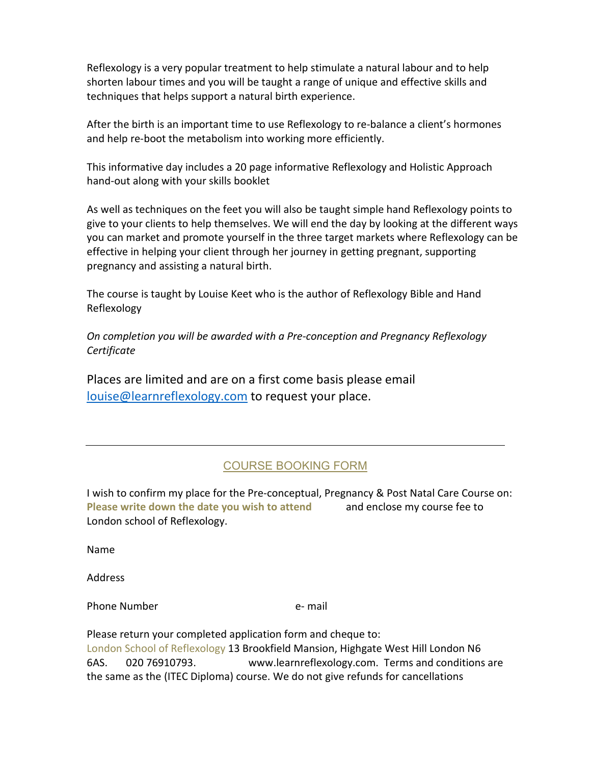Reflexology is a very popular treatment to help stimulate a natural labour and to help shorten labour times and you will be taught a range of unique and effective skills and techniques that helps support a natural birth experience.

After the birth is an important time to use Reflexology to re-balance a client's hormones and help re-boot the metabolism into working more efficiently.

This informative day includes a 20 page informative Reflexology and Holistic Approach hand-out along with your skills booklet

As well as techniques on the feet you will also be taught simple hand Reflexology points to give to your clients to help themselves. We will end the day by looking at the different ways you can market and promote yourself in the three target markets where Reflexology can be effective in helping your client through her journey in getting pregnant, supporting pregnancy and assisting a natural birth.

The course is taught by Louise Keet who is the author of Reflexology Bible and Hand Reflexology

*On completion you will be awarded with a Pre-conception and Pregnancy Reflexology Certificate*

Places are limited and are on a first come basis please email louise@learnreflexology.com to request your place.

---

## COURSE BOOKING FORM

I wish to confirm my place for the Pre-conceptual, Pregnancy & Post Natal Care Course on: **Please write down the date you wish to attend** and enclose my course fee to London school of Reflexology.

Name

Address

Phone Number e- mail

Please return your completed application form and cheque to:
London School of Reflexology 13 Brookfield Mansion, Highgate West Hill London N6 6AS. 020 76910793. www.learnreflexology.com. Terms and conditions are the same as the (ITEC Diploma) course. We do not give refunds for cancellations